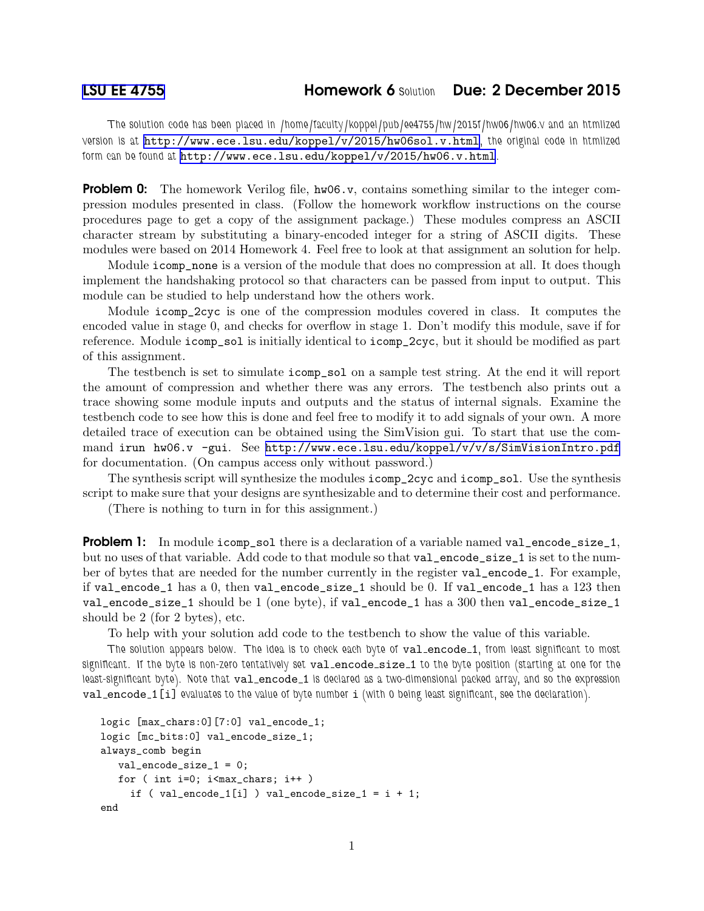# LSU EE 4755 Homework 6 Solution Due: 2 December 2015

The solution code has been placed in /home/faculty/koppel/pub/ee4755/hw/2015f/hw06/hw06.v and an htmlized version is at http://www.ece.lsu.edu/koppel/v/2015/hw06sol.v.html, the original code in htmlized form can be found at http://www.ece.lsu.edu/koppel/v/2015/hw06.v.html.

**Problem 0:** The homework Verilog file, `hw06.v`, contains something similar to the integer compression modules presented in class. (Follow the homework workflow instructions on the course procedures page to get a copy of the assignment package.) These modules compress an ASCII character stream by substituting a binary-encoded integer for a string of ASCII digits. These modules were based on 2014 Homework 4. Feel free to look at that assignment an solution for help.

Module `icomp_none` is a version of the module that does no compression at all. It does though implement the handshaking protocol so that characters can be passed from input to output. This module can be studied to help understand how the others work.

Module `icomp_2cyc` is one of the compression modules covered in class. It computes the encoded value in stage 0, and checks for overflow in stage 1. Don't modify this module, save if for reference. Module `icomp_sol` is initially identical to `icomp_2cyc`, but it should be modified as part of this assignment.

The testbench is set to simulate `icomp_sol` on a sample test string. At the end it will report the amount of compression and whether there was any errors. The testbench also prints out a trace showing some module inputs and outputs and the status of internal signals. Examine the testbench code to see how this is done and feel free to modify it to add signals of your own. A more detailed trace of execution can be obtained using the SimVision gui. To start that use the command `irun hw06.v -gui`. See http://www.ece.lsu.edu/koppel/v/v/s/SimVisionIntro.pdf for documentation. (On campus access only without password.)

The synthesis script will synthesize the modules `icomp_2cyc` and `icomp_sol`. Use the synthesis script to make sure that your designs are synthesizable and to determine their cost and performance.

(There is nothing to turn in for this assignment.)

**Problem 1:** In module `icomp_sol` there is a declaration of a variable named `val_encode_size_1`, but no uses of that variable. Add code to that module so that `val_encode_size_1` is set to the number of bytes that are needed for the number currently in the register `val_encode_1`. For example, if `val_encode_1` has a 0, then `val_encode_size_1` should be 0. If `val_encode_1` has a 123 then `val_encode_size_1` should be 1 (one byte), if `val_encode_1` has a 300 then `val_encode_size_1` should be 2 (for 2 bytes), etc.

To help with your solution add code to the testbench to show the value of this variable.

The solution appears below. The idea is to check each byte of `val_encode_1`, from least significant to most significant. If the byte is non-zero tentatively set `val_encode_size_1` to the byte position (starting at one for the least-significant byte). Note that `val_encode_1` is declared as a two-dimensional packed array, and so the expression `val_encode_1[i]` evaluates to the value of byte number `i` (with 0 being least significant, see the declaration).

```
logic [max_chars:0][7:0] val_encode_1;
logic [mc_bits:0] val_encode_size_1;
always_comb begin
   val_encode_size_1 = 0;
   for ( int i=0; i<max_chars; i++ )
     if ( val_encode_1[i] ) val_encode_size_1 = i + 1;
end
```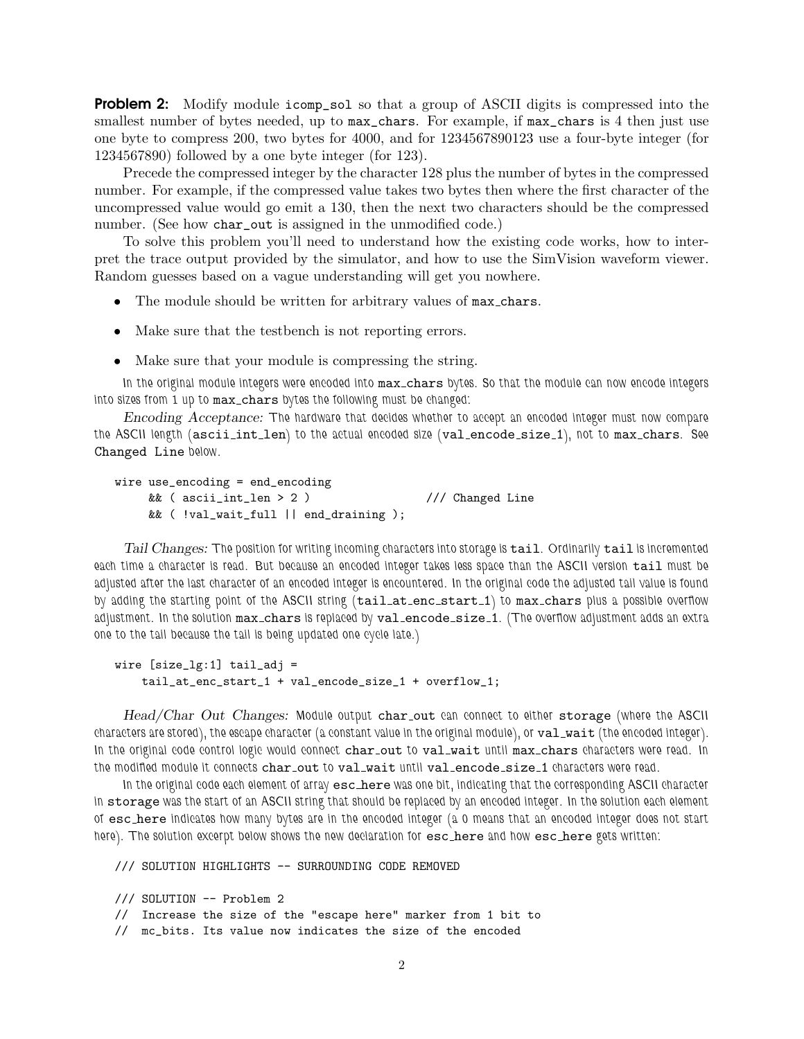**Problem 2:** Modify module `icomp_sol` so that a group of ASCII digits is compressed into the smallest number of bytes needed, up to `max_chars`. For example, if `max_chars` is 4 then just use one byte to compress 200, two bytes for 4000, and for 1234567890123 use a four-byte integer (for 1234567890) followed by a one byte integer (for 123).

Precede the compressed integer by the character 128 plus the number of bytes in the compressed number. For example, if the compressed value takes two bytes then where the first character of the uncompressed value would go emit a 130, then the next two characters should be the compressed number. (See how `char_out` is assigned in the unmodified code.)

To solve this problem you'll need to understand how the existing code works, how to interpret the trace output provided by the simulator, and how to use the SimVision waveform viewer. Random guesses based on a vague understanding will get you nowhere.

- The module should be written for arbitrary values of `max_chars`.
- Make sure that the testbench is not reporting errors.
- Make sure that your module is compressing the string.

In the original module integers were encoded into `max_chars` bytes. So that the module can now encode integers into sizes from 1 up to `max_chars` bytes the following must be changed:

*Encoding Acceptance:* The hardware that decides whether to accept an encoded integer must now compare the ASCII length (`ascii_int_len`) to the actual encoded size (`val_encode_size_1`), not to `max_chars`. See `Changed Line` below.

```
wire use_encoding = end_encoding
     && ( ascii_int_len > 2 )                /// Changed Line
     && ( !val_wait_full || end_draining );
```

*Tail Changes:* The position for writing incoming characters into storage is `tail`. Ordinarily `tail` is incremented each time a character is read. But because an encoded integer takes less space than the ASCII version `tail` must be adjusted after the last character of an encoded integer is encountered. In the original code the adjusted tail value is found by adding the starting point of the ASCII string (`tail_at_enc_start_1`) to `max_chars` plus a possible overflow adjustment. In the solution `max_chars` is replaced by `val_encode_size_1`. (The overflow adjustment adds an extra one to the tail because the tail is being updated one cycle late.)

```
wire [size_lg:1] tail_adj =
    tail_at_enc_start_1 + val_encode_size_1 + overflow_1;
```

*Head/Char Out Changes:* Module output `char_out` can connect to either `storage` (where the ASCII characters are stored), the escape character (a constant value in the original module), or `val_wait` (the encoded integer). In the original code control logic would connect `char_out` to `val_wait` until `max_chars` characters were read. In the modified module it connects `char_out` to `val_wait` until `val_encode_size_1` characters were read.

In the original code each element of array `esc_here` was one bit, indicating that the corresponding ASCII character in `storage` was the start of an ASCII string that should be replaced by an encoded integer. In the solution each element of `esc_here` indicates how many bytes are in the encoded integer (a 0 means that an encoded integer does not start here). The solution excerpt below shows the new declaration for `esc_here` and how `esc_here` gets written:

```
/// SOLUTION HIGHLIGHTS -- SURROUNDING CODE REMOVED

/// SOLUTION -- Problem 2
//  Increase the size of the "escape here" marker from 1 bit to
//  mc_bits. Its value now indicates the size of the encoded
```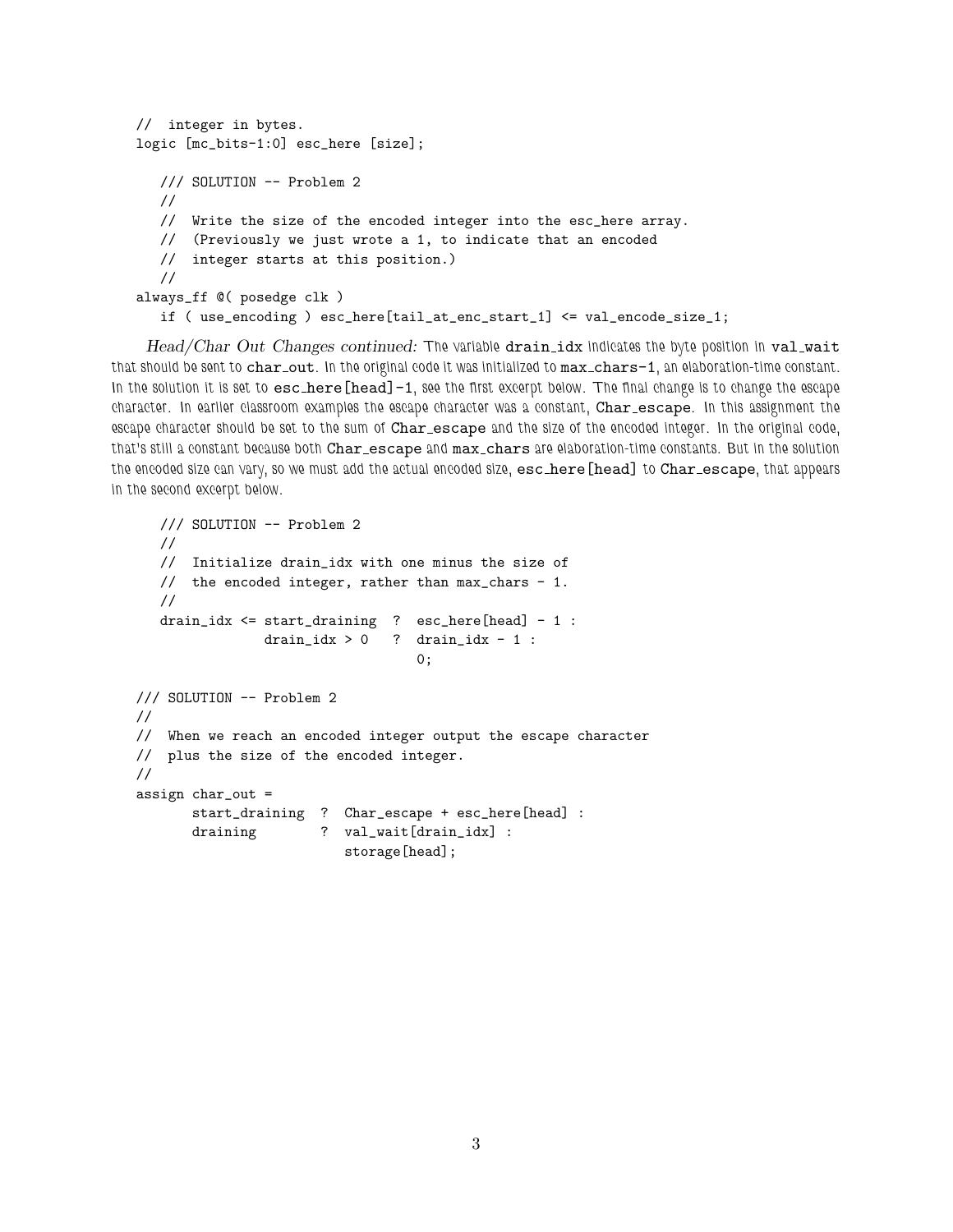```
//  integer in bytes.
logic [mc_bits-1:0] esc_here [size];

   /// SOLUTION -- Problem 2
   //
   //  Write the size of the encoded integer into the esc_here array.
   //  (Previously we just wrote a 1, to indicate that an encoded
   //  integer starts at this position.)
   //
always_ff @( posedge clk )
   if ( use_encoding ) esc_here[tail_at_enc_start_1] <= val_encode_size_1;
```

*Head/Char Out Changes continued:* The variable drain_idx indicates the byte position in val_wait that should be sent to char_out. In the original code it was initialized to max_chars-1, an elaboration-time constant. In the solution it is set to esc_here[head]-1, see the first excerpt below. The final change is to change the escape character. In earlier classroom examples the escape character was a constant, Char_escape. In this assignment the escape character should be set to the sum of Char_escape and the size of the encoded integer. In the original code, that's still a constant because both Char_escape and max_chars are elaboration-time constants. But in the solution the encoded size can vary, so we must add the actual encoded size, esc_here[head] to Char_escape, that appears in the second excerpt below.

```
   /// SOLUTION -- Problem 2
   //
   //  Initialize drain_idx with one minus the size of
   //  the encoded integer, rather than max_chars - 1.
   //
   drain_idx <= start_draining  ?  esc_here[head] - 1 :
                drain_idx > 0   ?  drain_idx - 1 :
                                   0;

/// SOLUTION -- Problem 2
//
//  When we reach an encoded integer output the escape character
//  plus the size of the encoded integer.
//
assign char_out =
       start_draining  ?  Char_escape + esc_here[head] :
       draining        ?  val_wait[drain_idx] :
                          storage[head];
```